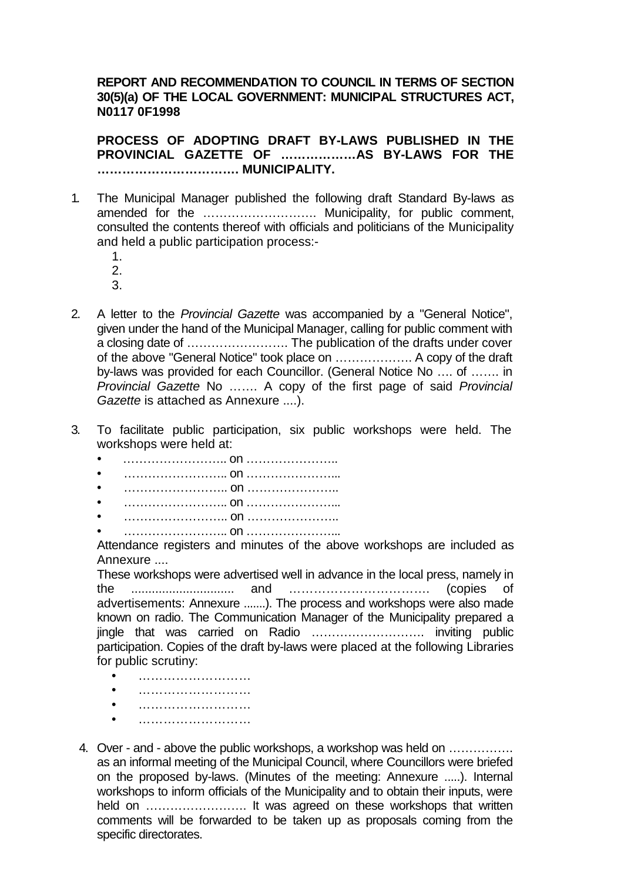**REPORT AND RECOMMENDATION TO COUNCIL IN TERMS OF SECTION 30(5)(a) OF THE LOCAL GOVERNMENT: MUNICIPAL STRUCTURES ACT, N0117 0F1998**

**PROCESS OF ADOPTING DRAFT BY-LAWS PUBLISHED IN THE PROVINCIAL GAZETTE OF ………………AS BY-LAWS FOR THE …………………………… MUNICIPALITY.**

1. The Municipal Manager published the following draft Standard By-laws as amended for the ………………………. Municipality, for public comment, consulted the contents thereof with officials and politicians of the Municipality and held a public participation process:-
   1. 
   2. 
   3. 

2. A letter to the *Provincial Gazette* was accompanied by a "General Notice", given under the hand of the Municipal Manager, calling for public comment with a closing date of ……………………. The publication of the drafts under cover of the above "General Notice" took place on ………………. A copy of the draft by-laws was provided for each Councillor. (General Notice No …. of ……. in *Provincial Gazette* No ……. A copy of the first page of said *Provincial Gazette* is attached as Annexure ....).

3. To facilitate public participation, six public workshops were held. The workshops were held at:
   - …………………….. on …………………..
   - …………………….. on …………………...
   - …………………….. on …………………..
   - …………………….. on …………………...
   - …………………….. on …………………..
   - …………………….. on …………………...

   Attendance registers and minutes of the above workshops are included as Annexure ....

   These workshops were advertised well in advance in the local press, namely in the .............................. and ……………………………. (copies of advertisements: Annexure .......). The process and workshops were also made known on radio. The Communication Manager of the Municipality prepared a jingle that was carried on Radio ………………………. inviting public participation. Copies of the draft by-laws were placed at the following Libraries for public scrutiny:
   - ………………………
   - ………………………
   - ………………………
   - ………………………

4. Over - and - above the public workshops, a workshop was held on ……………. as an informal meeting of the Municipal Council, where Councillors were briefed on the proposed by-laws. (Minutes of the meeting: Annexure .....). Internal workshops to inform officials of the Municipality and to obtain their inputs, were held on ……………………. It was agreed on these workshops that written comments will be forwarded to be taken up as proposals coming from the specific directorates.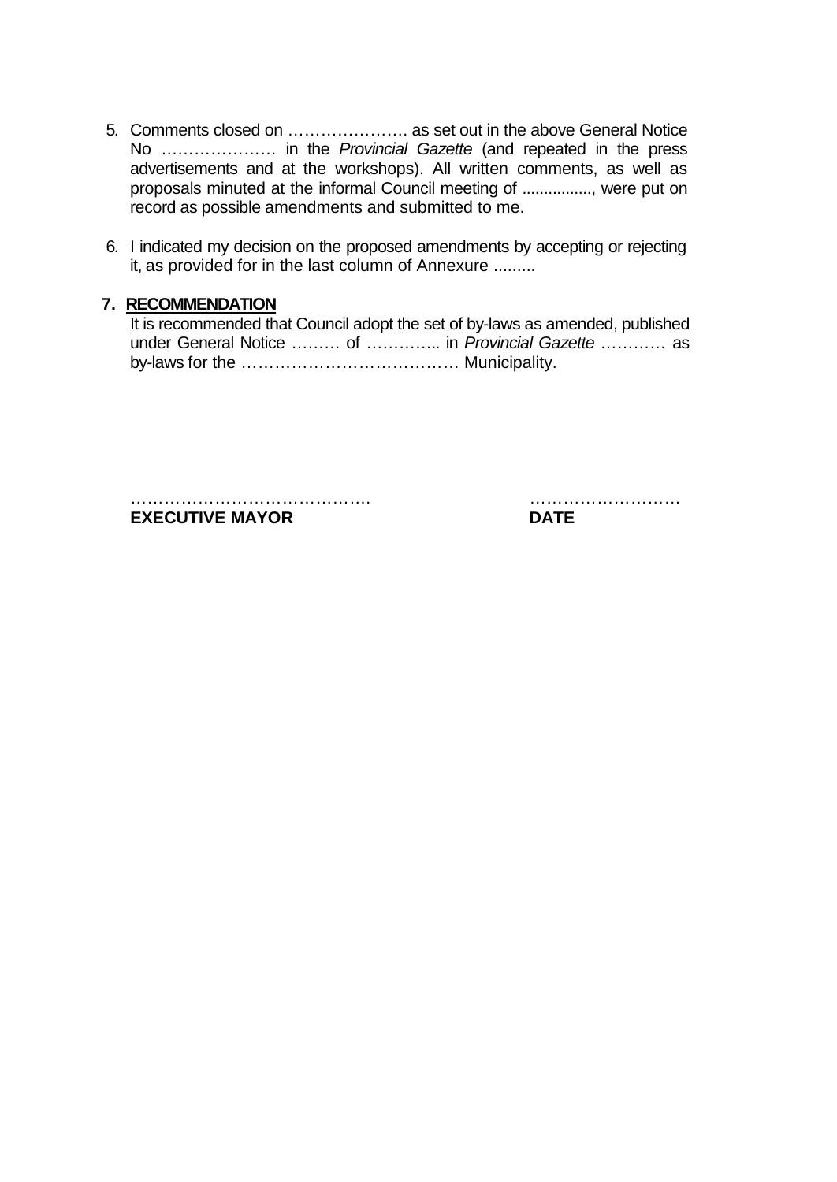5. Comments closed on …………………. as set out in the above General Notice No ………………… in the *Provincial Gazette* (and repeated in the press advertisements and at the workshops). All written comments, as well as proposals minuted at the informal Council meeting of ................, were put on record as possible amendments and submitted to me.

6. I indicated my decision on the proposed amendments by accepting or rejecting it, as provided for in the last column of Annexure .........

**7. RECOMMENDATION**

It is recommended that Council adopt the set of by-laws as amended, published under General Notice ……… of ………….. in *Provincial Gazette* ………… as by-laws for the ………………………………… Municipality.

…………………………………….  
**EXECUTIVE MAYOR**

………………………  
**DATE**